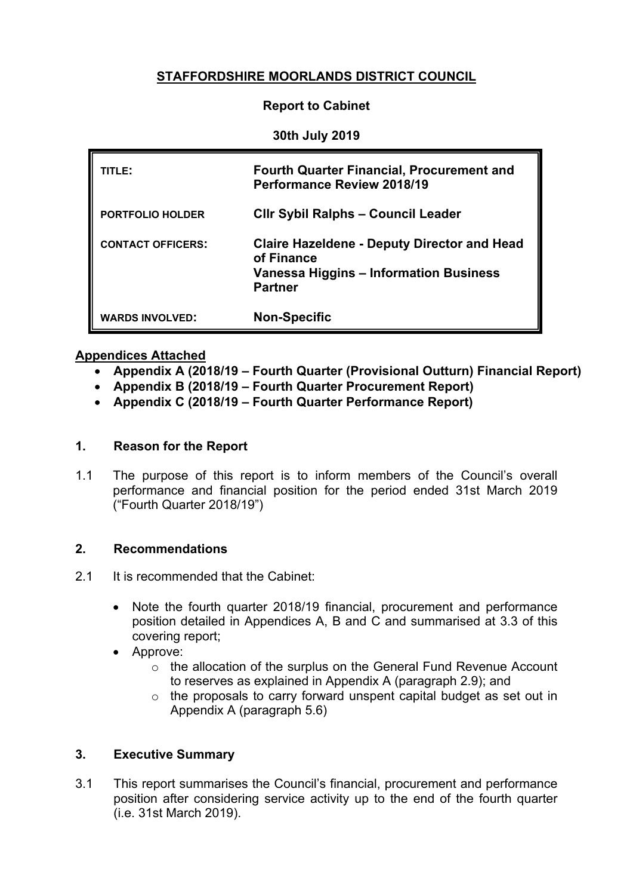# STAFFORDSHIRE MOORLANDS DISTRICT COUNCIL

**Report to Cabinet**

**30th July 2019**

| | |
|---|---|
| **TITLE:** | **Fourth Quarter Financial, Procurement and Performance Review 2018/19** |
| **PORTFOLIO HOLDER** | **Cllr Sybil Ralphs – Council Leader** |
| **CONTACT OFFICERS:** | **Claire Hazeldene - Deputy Director and Head of Finance**<br>**Vanessa Higgins – Information Business Partner** |
| **WARDS INVOLVED:** | **Non-Specific** |

**Appendices Attached**

- **Appendix A (2018/19 – Fourth Quarter (Provisional Outturn) Financial Report)**
- **Appendix B (2018/19 – Fourth Quarter Procurement Report)**
- **Appendix C (2018/19 – Fourth Quarter Performance Report)**

## 1. Reason for the Report

1.1 The purpose of this report is to inform members of the Council's overall performance and financial position for the period ended 31st March 2019 ("Fourth Quarter 2018/19")

## 2. Recommendations

2.1 It is recommended that the Cabinet:

- Note the fourth quarter 2018/19 financial, procurement and performance position detailed in Appendices A, B and C and summarised at 3.3 of this covering report;
- Approve:
  - the allocation of the surplus on the General Fund Revenue Account to reserves as explained in Appendix A (paragraph 2.9); and
  - the proposals to carry forward unspent capital budget as set out in Appendix A (paragraph 5.6)

## 3. Executive Summary

3.1 This report summarises the Council's financial, procurement and performance position after considering service activity up to the end of the fourth quarter (i.e. 31st March 2019).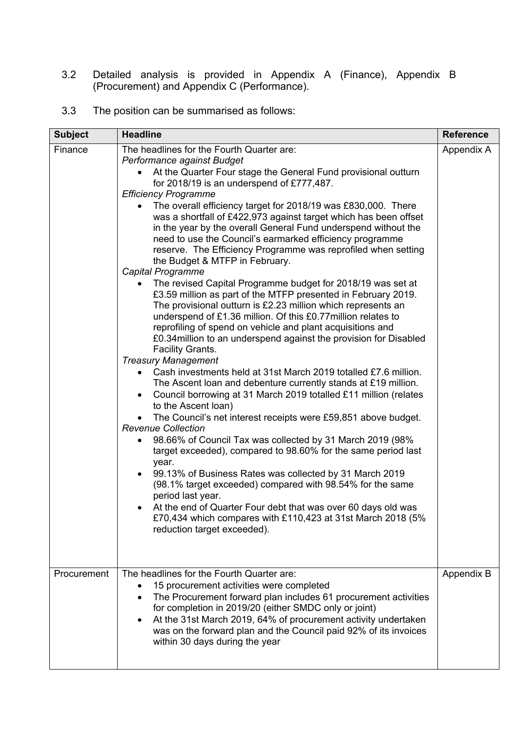3.2 Detailed analysis is provided in Appendix A (Finance), Appendix B (Procurement) and Appendix C (Performance).

3.3 The position can be summarised as follows:

| Subject | Headline | Reference |
|---|---|---|
| Finance | The headlines for the Fourth Quarter are:<br>*Performance against Budget*<br>• At the Quarter Four stage the General Fund provisional outturn for 2018/19 is an underspend of £777,487.<br>*Efficiency Programme*<br>• The overall efficiency target for 2018/19 was £830,000. There was a shortfall of £422,973 against target which has been offset in the year by the overall General Fund underspend without the need to use the Council's earmarked efficiency programme reserve. The Efficiency Programme was reprofiled when setting the Budget & MTFP in February.<br>*Capital Programme*<br>• The revised Capital Programme budget for 2018/19 was set at £3.59 million as part of the MTFP presented in February 2019. The provisional outturn is £2.23 million which represents an underspend of £1.36 million. Of this £0.77million relates to reprofiling of spend on vehicle and plant acquisitions and £0.34million to an underspend against the provision for Disabled Facility Grants.<br>*Treasury Management*<br>• Cash investments held at 31st March 2019 totalled £7.6 million. The Ascent loan and debenture currently stands at £19 million.<br>• Council borrowing at 31 March 2019 totalled £11 million (relates to the Ascent loan)<br>• The Council's net interest receipts were £59,851 above budget.<br>*Revenue Collection*<br>• 98.66% of Council Tax was collected by 31 March 2019 (98% target exceeded), compared to 98.60% for the same period last year.<br>• 99.13% of Business Rates was collected by 31 March 2019 (98.1% target exceeded) compared with 98.54% for the same period last year.<br>• At the end of Quarter Four debt that was over 60 days old was £70,434 which compares with £110,423 at 31st March 2018 (5% reduction target exceeded). | Appendix A |
| Procurement | The headlines for the Fourth Quarter are:<br>• 15 procurement activities were completed<br>• The Procurement forward plan includes 61 procurement activities for completion in 2019/20 (either SMDC only or joint)<br>• At the 31st March 2019, 64% of procurement activity undertaken was on the forward plan and the Council paid 92% of its invoices within 30 days during the year | Appendix B |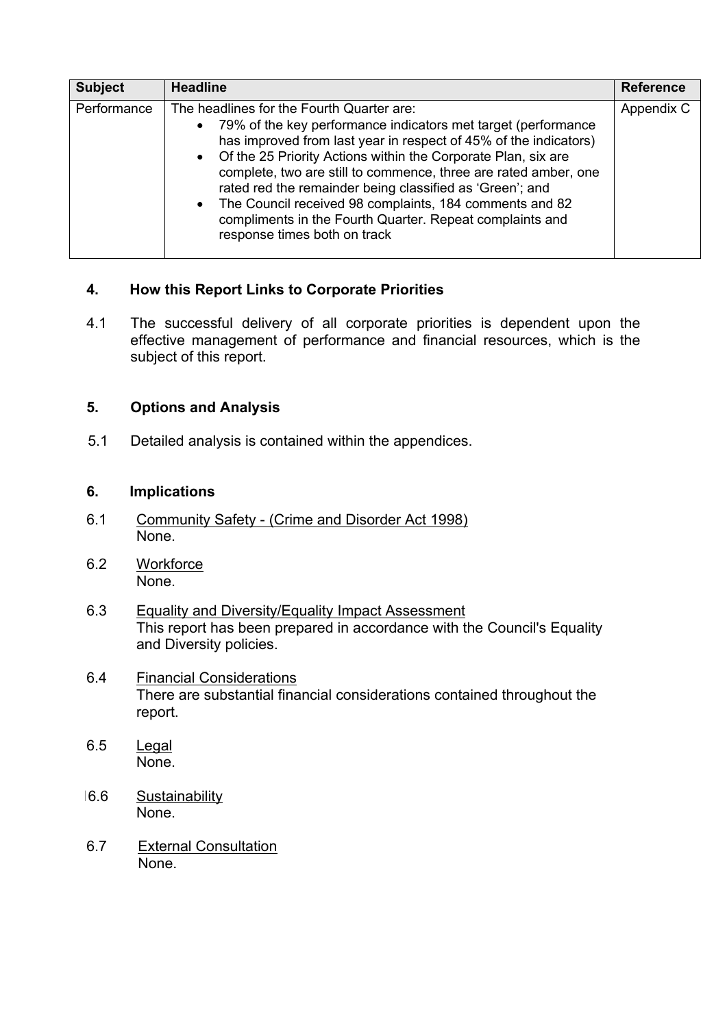| Subject | Headline | Reference |
|---|---|---|
| Performance | The headlines for the Fourth Quarter are:<br>• 79% of the key performance indicators met target (performance has improved from last year in respect of 45% of the indicators)<br>• Of the 25 Priority Actions within the Corporate Plan, six are complete, two are still to commence, three are rated amber, one rated red the remainder being classified as 'Green'; and<br>• The Council received 98 complaints, 184 comments and 82 compliments in the Fourth Quarter. Repeat complaints and response times both on track | Appendix C |

## 4. How this Report Links to Corporate Priorities

4.1 The successful delivery of all corporate priorities is dependent upon the effective management of performance and financial resources, which is the subject of this report.

## 5. Options and Analysis

5.1 Detailed analysis is contained within the appendices.

## 6. Implications

6.1 Community Safety - (Crime and Disorder Act 1998)
None.

6.2 Workforce
None.

6.3 Equality and Diversity/Equality Impact Assessment
This report has been prepared in accordance with the Council's Equality and Diversity policies.

6.4 Financial Considerations
There are substantial financial considerations contained throughout the report.

6.5 Legal
None.

6.6 Sustainability
None.

6.7 External Consultation
None.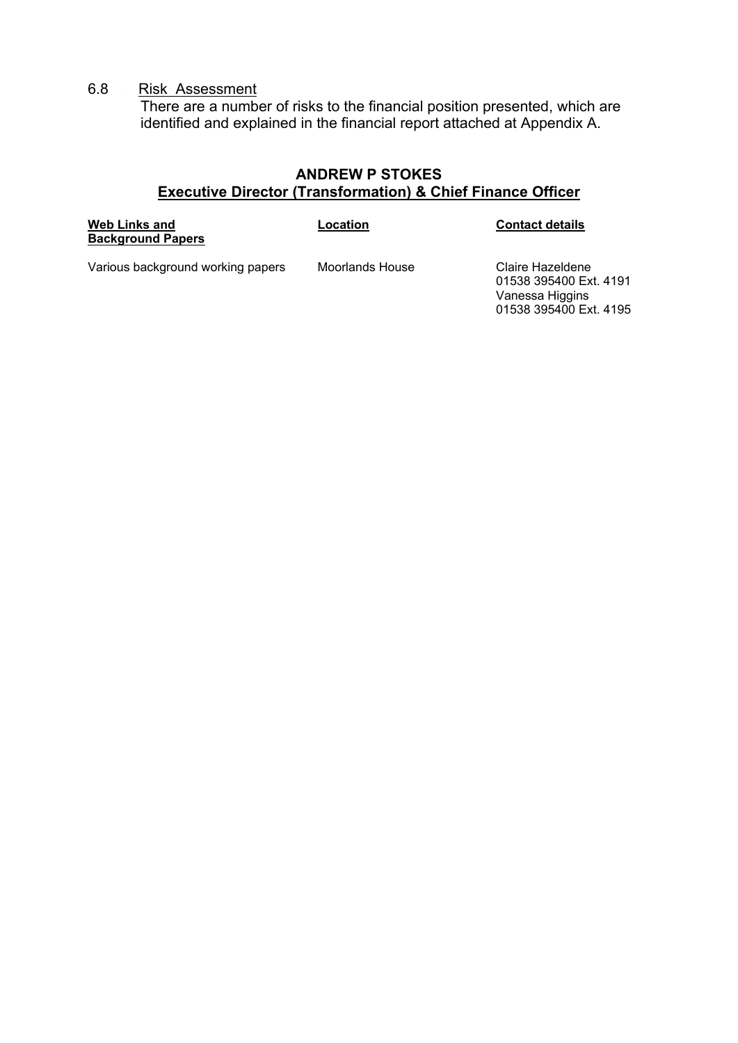### 6.8 Risk Assessment

There are a number of risks to the financial position presented, which are identified and explained in the financial report attached at Appendix A.

**ANDREW P STOKES**

**Executive Director (Transformation) & Chief Finance Officer**

| Web Links and Background Papers | Location | Contact details |
|---|---|---|
| Various background working papers | Moorlands House | Claire Hazeldene<br>01538 395400 Ext. 4191<br>Vanessa Higgins<br>01538 395400 Ext. 4195 |